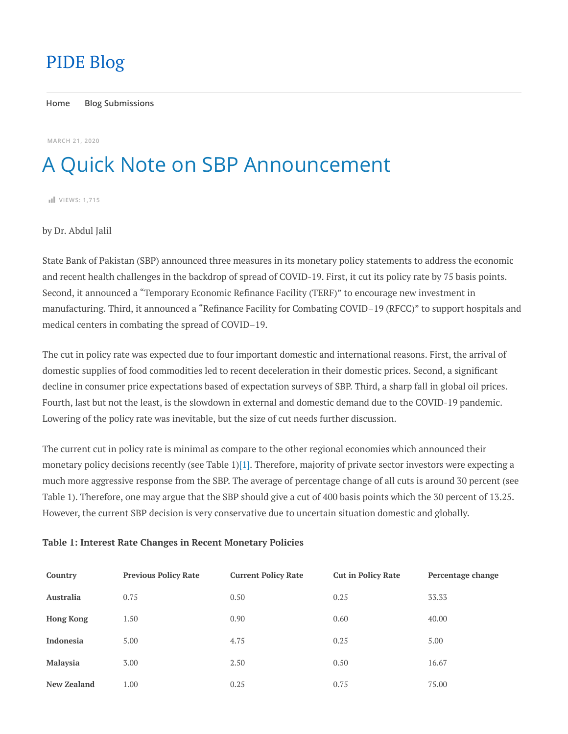# PIDE Blog

Home Blog Submissions

MARCH 21, 2020

## A Quick Note on SBP Announcement

VIEWS: 1,715

by Dr. Abdul Jalil

State Bank of Pakistan (SBP) announced three measures in its monetary policy statements to address the economic and recent health challenges in the backdrop of spread of COVID-19. First, it cut its policy rate by 75 basis points. Second, it announced a "Temporary Economic Refinance Facility (TERF)" to encourage new investment in manufacturing. Third, it announced a "Refinance Facility for Combating COVID–19 (RFCC)" to support hospitals and medical centers in combating the spread of COVID–19.

The cut in policy rate was expected due to four important domestic and international reasons. First, the arrival of domestic supplies of food commodities led to recent deceleration in their domestic prices. Second, a significant decline in consumer price expectations based of expectation surveys of SBP. Third, a sharp fall in global oil prices. Fourth, last but not the least, is the slowdown in external and domestic demand due to the COVID-19 pandemic. Lowering of the policy rate was inevitable, but the size of cut needs further discussion.

The current cut in policy rate is minimal as compare to the other regional economies which announced their monetary policy decisions recently (see Table 1)[1]. Therefore, majority of private sector investors were expecting a much more aggressive response from the SBP. The average of percentage change of all cuts is around 30 percent (see Table 1). Therefore, one may argue that the SBP should give a cut of 400 basis points which the 30 percent of 13.25. However, the current SBP decision is very conservative due to uncertain situation domestic and globally.

**Table 1: Interest Rate Changes in Recent Monetary Policies**

| Country | Previous Policy Rate | Current Policy Rate | Cut in Policy Rate | Percentage change |
|---|---|---|---|---|
| **Australia** | 0.75 | 0.50 | 0.25 | 33.33 |
| **Hong Kong** | 1.50 | 0.90 | 0.60 | 40.00 |
| **Indonesia** | 5.00 | 4.75 | 0.25 | 5.00 |
| **Malaysia** | 3.00 | 2.50 | 0.50 | 16.67 |
| **New Zealand** | 1.00 | 0.25 | 0.75 | 75.00 |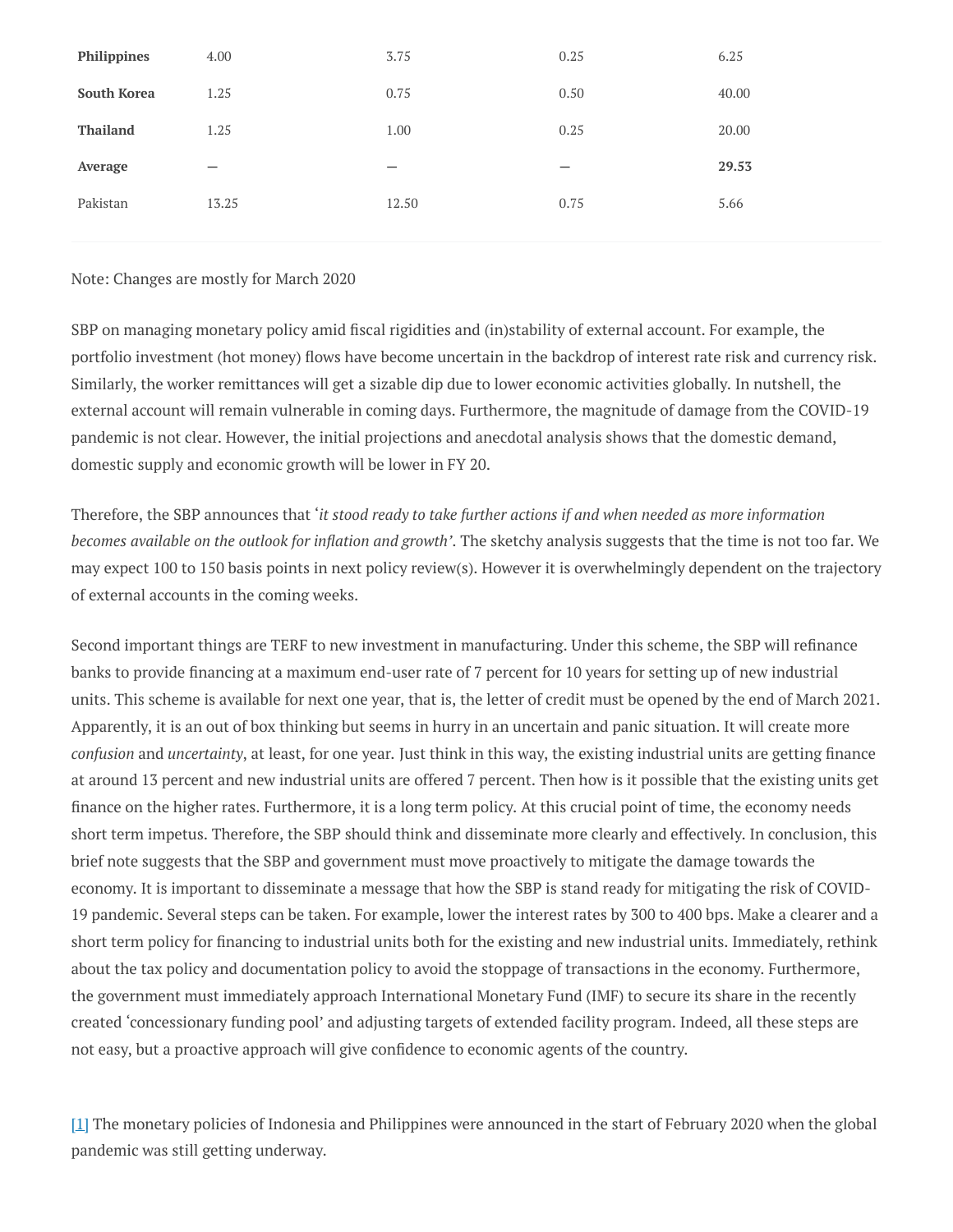| | | | | |
|---|---|---|---|---|
| **Philippines** | 4.00 | 3.75 | 0.25 | 6.25 |
| **South Korea** | 1.25 | 0.75 | 0.50 | 40.00 |
| **Thailand** | 1.25 | 1.00 | 0.25 | 20.00 |
| **Average** | — | — | — | **29.53** |
| Pakistan | 13.25 | 12.50 | 0.75 | 5.66 |

Note: Changes are mostly for March 2020

SBP on managing monetary policy amid fiscal rigidities and (in)stability of external account. For example, the portfolio investment (hot money) flows have become uncertain in the backdrop of interest rate risk and currency risk. Similarly, the worker remittances will get a sizable dip due to lower economic activities globally. In nutshell, the external account will remain vulnerable in coming days. Furthermore, the magnitude of damage from the COVID-19 pandemic is not clear. However, the initial projections and anecdotal analysis shows that the domestic demand, domestic supply and economic growth will be lower in FY 20.

Therefore, the SBP announces that '*it stood ready to take further actions if and when needed as more information becomes available on the outlook for inflation and growth'*. The sketchy analysis suggests that the time is not too far. We may expect 100 to 150 basis points in next policy review(s). However it is overwhelmingly dependent on the trajectory of external accounts in the coming weeks.

Second important things are TERF to new investment in manufacturing. Under this scheme, the SBP will refinance banks to provide financing at a maximum end-user rate of 7 percent for 10 years for setting up of new industrial units. This scheme is available for next one year, that is, the letter of credit must be opened by the end of March 2021. Apparently, it is an out of box thinking but seems in hurry in an uncertain and panic situation. It will create more *confusion* and *uncertainty*, at least, for one year. Just think in this way, the existing industrial units are getting finance at around 13 percent and new industrial units are offered 7 percent. Then how is it possible that the existing units get finance on the higher rates. Furthermore, it is a long term policy. At this crucial point of time, the economy needs short term impetus. Therefore, the SBP should think and disseminate more clearly and effectively. In conclusion, this brief note suggests that the SBP and government must move proactively to mitigate the damage towards the economy. It is important to disseminate a message that how the SBP is stand ready for mitigating the risk of COVID-19 pandemic. Several steps can be taken. For example, lower the interest rates by 300 to 400 bps. Make a clearer and a short term policy for financing to industrial units both for the existing and new industrial units. Immediately, rethink about the tax policy and documentation policy to avoid the stoppage of transactions in the economy. Furthermore, the government must immediately approach International Monetary Fund (IMF) to secure its share in the recently created 'concessionary funding pool' and adjusting targets of extended facility program. Indeed, all these steps are not easy, but a proactive approach will give confidence to economic agents of the country.

[1] The monetary policies of Indonesia and Philippines were announced in the start of February 2020 when the global pandemic was still getting underway.